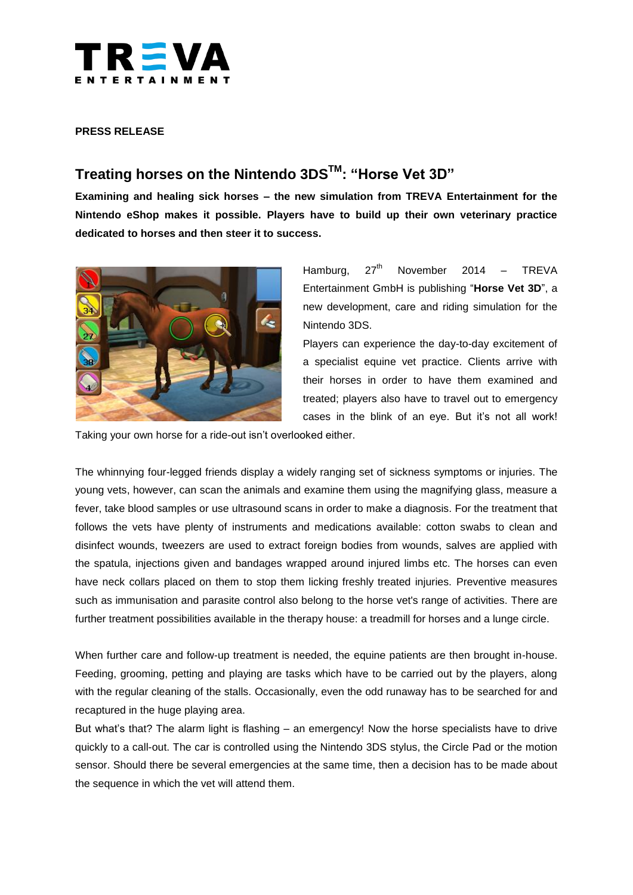**PRESS RELEASE**

# Treating horses on the Nintendo 3DS™: "Horse Vet 3D"

**Examining and healing sick horses – the new simulation from TREVA Entertainment for the Nintendo eShop makes it possible. Players have to build up their own veterinary practice dedicated to horses and then steer it to success.**

Hamburg, 27th November 2014 – TREVA Entertainment GmbH is publishing "**Horse Vet 3D**", a new development, care and riding simulation for the Nintendo 3DS.

Players can experience the day-to-day excitement of a specialist equine vet practice. Clients arrive with their horses in order to have them examined and treated; players also have to travel out to emergency cases in the blink of an eye. But it's not all work! Taking your own horse for a ride-out isn't overlooked either.

The whinnying four-legged friends display a widely ranging set of sickness symptoms or injuries. The young vets, however, can scan the animals and examine them using the magnifying glass, measure a fever, take blood samples or use ultrasound scans in order to make a diagnosis. For the treatment that follows the vets have plenty of instruments and medications available: cotton swabs to clean and disinfect wounds, tweezers are used to extract foreign bodies from wounds, salves are applied with the spatula, injections given and bandages wrapped around injured limbs etc. The horses can even have neck collars placed on them to stop them licking freshly treated injuries. Preventive measures such as immunisation and parasite control also belong to the horse vet's range of activities. There are further treatment possibilities available in the therapy house: a treadmill for horses and a lunge circle.

When further care and follow-up treatment is needed, the equine patients are then brought in-house. Feeding, grooming, petting and playing are tasks which have to be carried out by the players, along with the regular cleaning of the stalls. Occasionally, even the odd runaway has to be searched for and recaptured in the huge playing area.

But what's that? The alarm light is flashing – an emergency! Now the horse specialists have to drive quickly to a call-out. The car is controlled using the Nintendo 3DS stylus, the Circle Pad or the motion sensor. Should there be several emergencies at the same time, then a decision has to be made about the sequence in which the vet will attend them.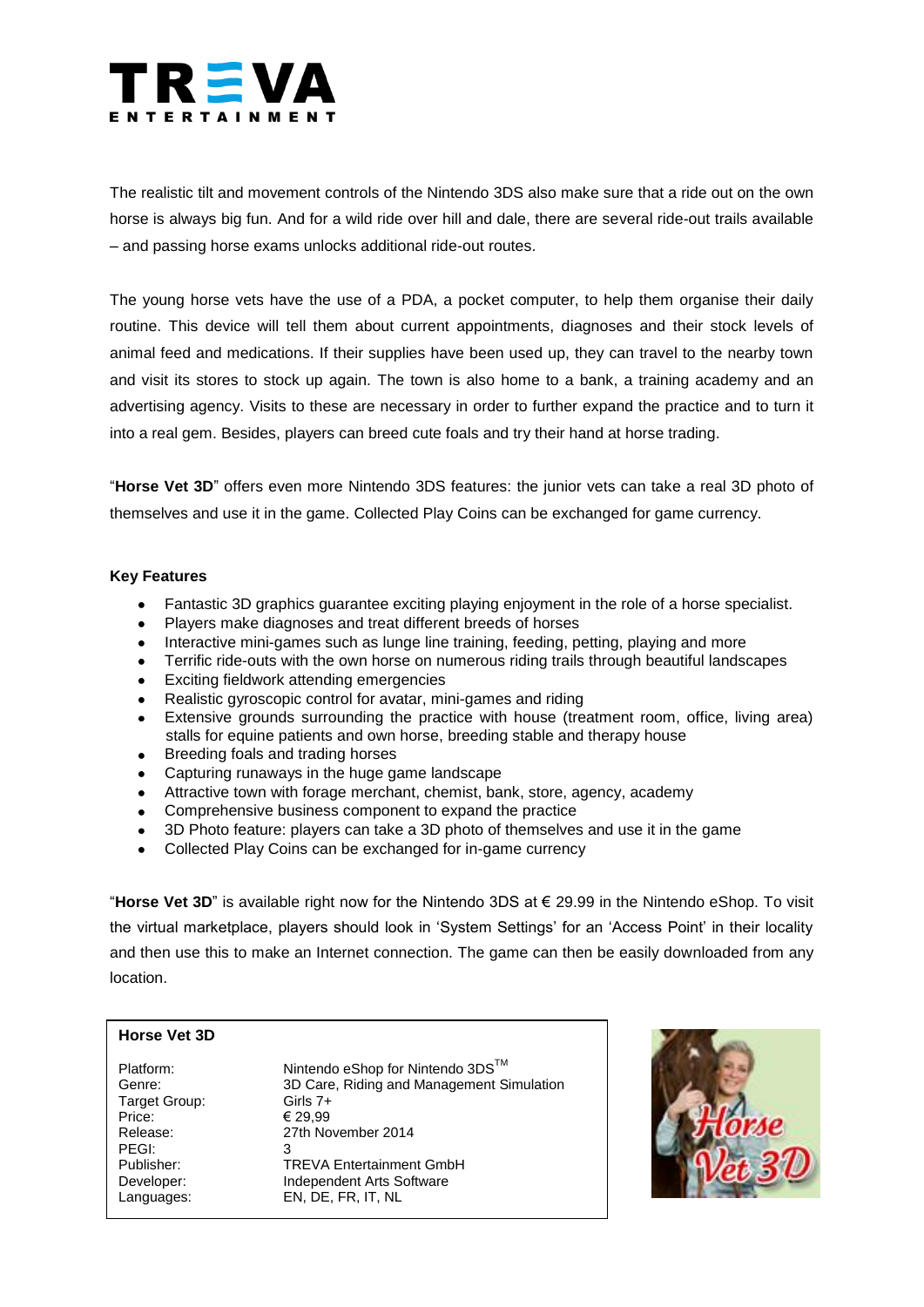The realistic tilt and movement controls of the Nintendo 3DS also make sure that a ride out on the own horse is always big fun. And for a wild ride over hill and dale, there are several ride-out trails available – and passing horse exams unlocks additional ride-out routes.

The young horse vets have the use of a PDA, a pocket computer, to help them organise their daily routine. This device will tell them about current appointments, diagnoses and their stock levels of animal feed and medications. If their supplies have been used up, they can travel to the nearby town and visit its stores to stock up again. The town is also home to a bank, a training academy and an advertising agency. Visits to these are necessary in order to further expand the practice and to turn it into a real gem. Besides, players can breed cute foals and try their hand at horse trading.

"**Horse Vet 3D**" offers even more Nintendo 3DS features: the junior vets can take a real 3D photo of themselves and use it in the game. Collected Play Coins can be exchanged for game currency.

**Key Features**

- Fantastic 3D graphics guarantee exciting playing enjoyment in the role of a horse specialist.
- Players make diagnoses and treat different breeds of horses
- Interactive mini-games such as lunge line training, feeding, petting, playing and more
- Terrific ride-outs with the own horse on numerous riding trails through beautiful landscapes
- Exciting fieldwork attending emergencies
- Realistic gyroscopic control for avatar, mini-games and riding
- Extensive grounds surrounding the practice with house (treatment room, office, living area) stalls for equine patients and own horse, breeding stable and therapy house
- Breeding foals and trading horses
- Capturing runaways in the huge game landscape
- Attractive town with forage merchant, chemist, bank, store, agency, academy
- Comprehensive business component to expand the practice
- 3D Photo feature: players can take a 3D photo of themselves and use it in the game
- Collected Play Coins can be exchanged for in-game currency

"**Horse Vet 3D**" is available right now for the Nintendo 3DS at € 29.99 in the Nintendo eShop. To visit the virtual marketplace, players should look in 'System Settings' for an 'Access Point' in their locality and then use this to make an Internet connection. The game can then be easily downloaded from any location.

**Horse Vet 3D**

| | |
|---|---|
| Platform: | Nintendo eShop for Nintendo 3DS™ |
| Genre: | 3D Care, Riding and Management Simulation |
| Target Group: | Girls 7+ |
| Price: | € 29,99 |
| Release: | 27th November 2014 |
| PEGI: | 3 |
| Publisher: | TREVA Entertainment GmbH |
| Developer: | Independent Arts Software |
| Languages: | EN, DE, FR, IT, NL |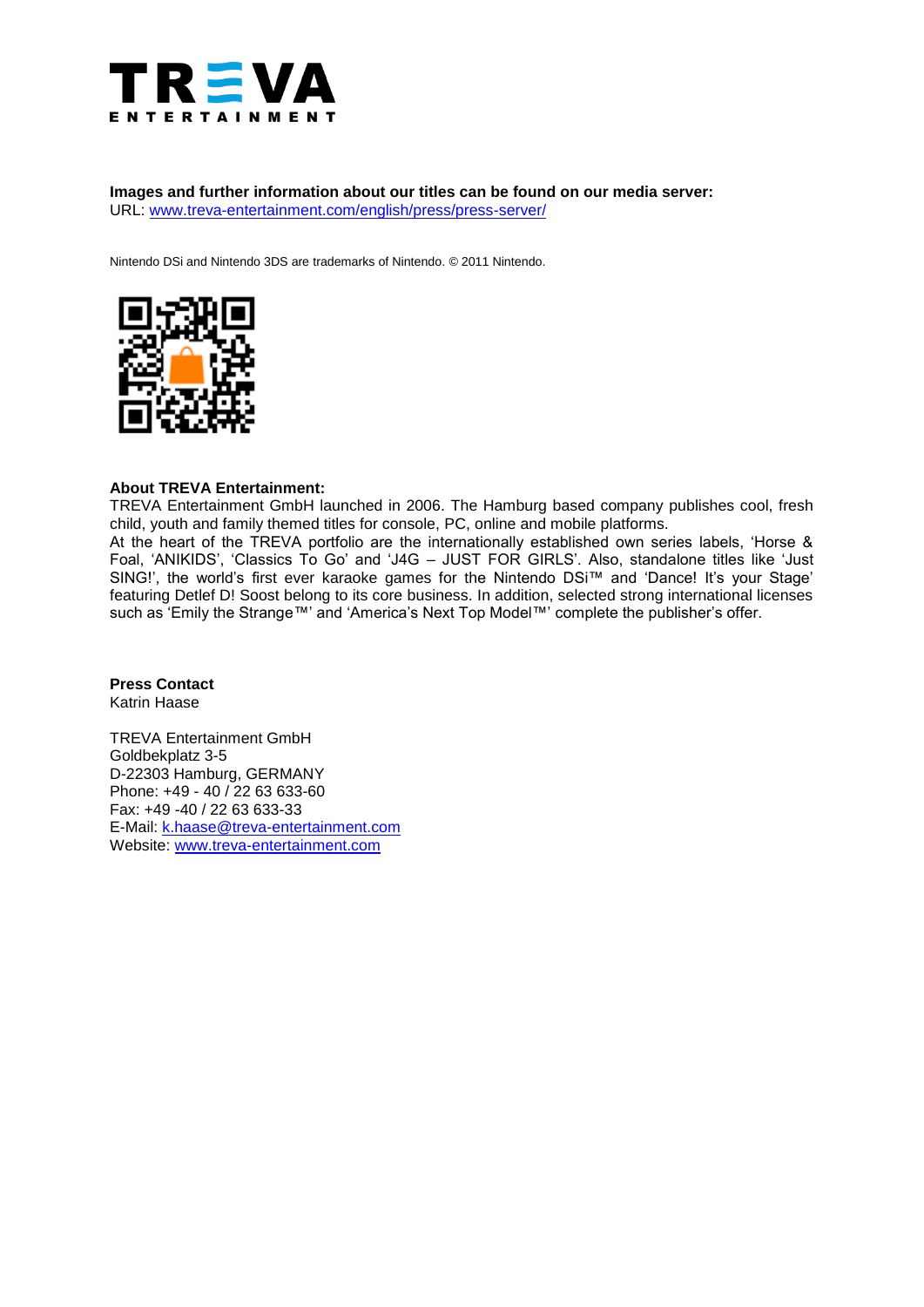**Images and further information about our titles can be found on our media server:**
URL: www.treva-entertainment.com/english/press/press-server/

Nintendo DSi and Nintendo 3DS are trademarks of Nintendo. © 2011 Nintendo.

**About TREVA Entertainment:**
TREVA Entertainment GmbH launched in 2006. The Hamburg based company publishes cool, fresh child, youth and family themed titles for console, PC, online and mobile platforms.
At the heart of the TREVA portfolio are the internationally established own series labels, 'Horse & Foal, 'ANIKIDS', 'Classics To Go' and 'J4G – JUST FOR GIRLS'. Also, standalone titles like 'Just SING!', the world's first ever karaoke games for the Nintendo DSi™ and 'Dance! It's your Stage' featuring Detlef D! Soost belong to its core business. In addition, selected strong international licenses such as 'Emily the Strange™' and 'America's Next Top Model™' complete the publisher's offer.

**Press Contact**
Katrin Haase

TREVA Entertainment GmbH
Goldbekplatz 3-5
D-22303 Hamburg, GERMANY
Phone: +49 - 40 / 22 63 633-60
Fax: +49 -40 / 22 63 633-33
E-Mail: k.haase@treva-entertainment.com
Website: www.treva-entertainment.com